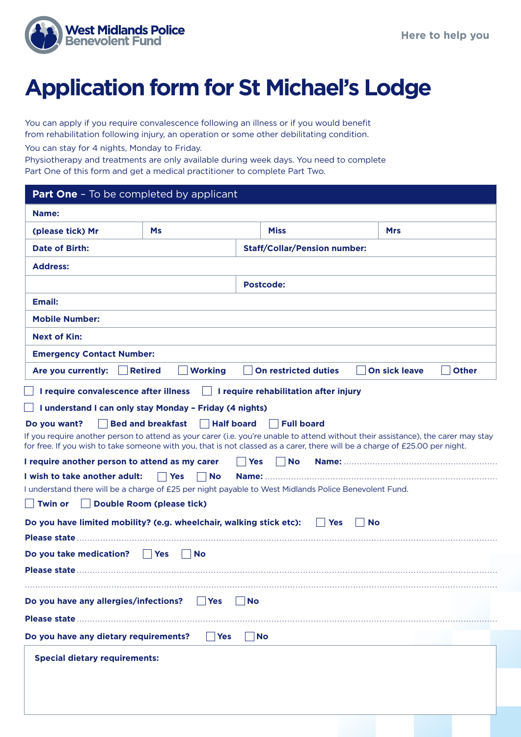West Midlands Police Benevolent Fund

Here to help you

# Application form for St Michael's Lodge

You can apply if you require convalescence following an illness or if you would benefit from rehabilitation following injury, an operation or some other debilitating condition.

You can stay for 4 nights, Monday to Friday.

Physiotherapy and treatments are only available during week days. You need to complete Part One of this form and get a medical practitioner to complete Part Two.

## Part One – To be completed by applicant

| | | | |
|---|---|---|---|
| **Name:** | | | |
| **(please tick) Mr** | **Ms** | **Miss** | **Mrs** |
| **Date of Birth:** | | **Staff/Collar/Pension number:** | |
| **Address:** | | | |
| | | **Postcode:** | |
| **Email:** | | | |
| **Mobile Number:** | | | |
| **Next of Kin:** | | | |
| **Emergency Contact Number:** | | | |
| **Are you currently:** ☐ **Retired** ☐ **Working** ☐ **On restricted duties** ☐ **On sick leave** ☐ **Other** | | | |

☐ **I require convalescence after illness** ☐ **I require rehabilitation after injury**

☐ **I understand I can only stay Monday – Friday (4 nights)**

**Do you want?** ☐ **Bed and breakfast** ☐ **Half board** ☐ **Full board**

If you require another person to attend as your carer (i.e. you're unable to attend without their assistance), the carer may stay for free. If you wish to take someone with you, that is not classed as a carer, there will be a charge of £25.00 per night.

**I require another person to attend as my carer** ☐ **Yes** ☐ **No** **Name:** ..........................................................

**I wish to take another adult:** ☐ **Yes** ☐ **No** **Name:** ..........................................................

I understand there will be a charge of £25 per night payable to West Midlands Police Benevolent Fund.

☐ **Twin or** ☐ **Double Room (please tick)**

**Do you have limited mobility? (e.g. wheelchair, walking stick etc):** ☐ **Yes** ☐ **No**

**Please state** ..........................................................

**Do you take medication?** ☐ **Yes** ☐ **No**

**Please state** ..........................................................

..........................................................

**Do you have any allergies/infections?** ☐ **Yes** ☐ **No**

**Please state** ..........................................................

**Do you have any dietary requirements?** ☐ **Yes** ☐ **No**

| **Special dietary requirements:** |
|---|
| |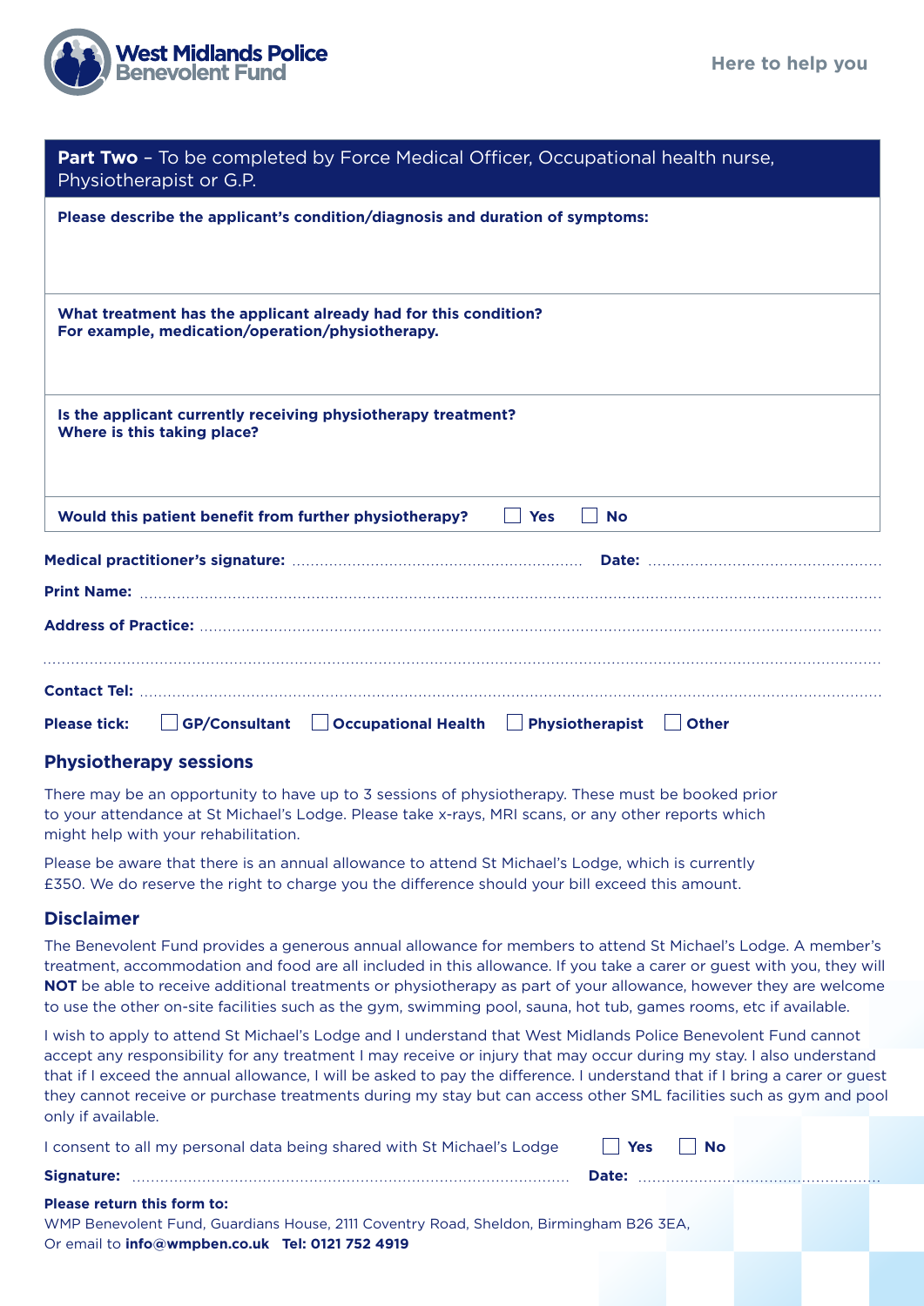**West Midlands Police Benevolent Fund**

Here to help you

## Part Two – To be completed by Force Medical Officer, Occupational health nurse, Physiotherapist or G.P.

**Please describe the applicant's condition/diagnosis and duration of symptoms:**

**What treatment has the applicant already had for this condition? For example, medication/operation/physiotherapy.**

**Is the applicant currently receiving physiotherapy treatment? Where is this taking place?**

**Would this patient benefit from further physiotherapy?** ☐ Yes ☐ No

**Medical practitioner's signature:** ........................................ **Date:** ........................................

**Print Name:** ........................................

**Address of Practice:** ........................................

........................................

**Contact Tel:** ........................................

**Please tick:** ☐ GP/Consultant ☐ Occupational Health ☐ Physiotherapist ☐ Other

## Physiotherapy sessions

There may be an opportunity to have up to 3 sessions of physiotherapy. These must be booked prior to your attendance at St Michael's Lodge. Please take x-rays, MRI scans, or any other reports which might help with your rehabilitation.

Please be aware that there is an annual allowance to attend St Michael's Lodge, which is currently £350. We do reserve the right to charge you the difference should your bill exceed this amount.

## Disclaimer

The Benevolent Fund provides a generous annual allowance for members to attend St Michael's Lodge. A member's treatment, accommodation and food are all included in this allowance. If you take a carer or guest with you, they will **NOT** be able to receive additional treatments or physiotherapy as part of your allowance, however they are welcome to use the other on-site facilities such as the gym, swimming pool, sauna, hot tub, games rooms, etc if available.

I wish to apply to attend St Michael's Lodge and I understand that West Midlands Police Benevolent Fund cannot accept any responsibility for any treatment I may receive or injury that may occur during my stay. I also understand that if I exceed the annual allowance, I will be asked to pay the difference. I understand that if I bring a carer or guest they cannot receive or purchase treatments during my stay but can access other SML facilities such as gym and pool only if available.

I consent to all my personal data being shared with St Michael's Lodge ☐ Yes ☐ No

**Signature:** ........................................ **Date:** ........................................

**Please return this form to:**

WMP Benevolent Fund, Guardians House, 2111 Coventry Road, Sheldon, Birmingham B26 3EA,
Or email to **info@wmpben.co.uk** **Tel: 0121 752 4919**